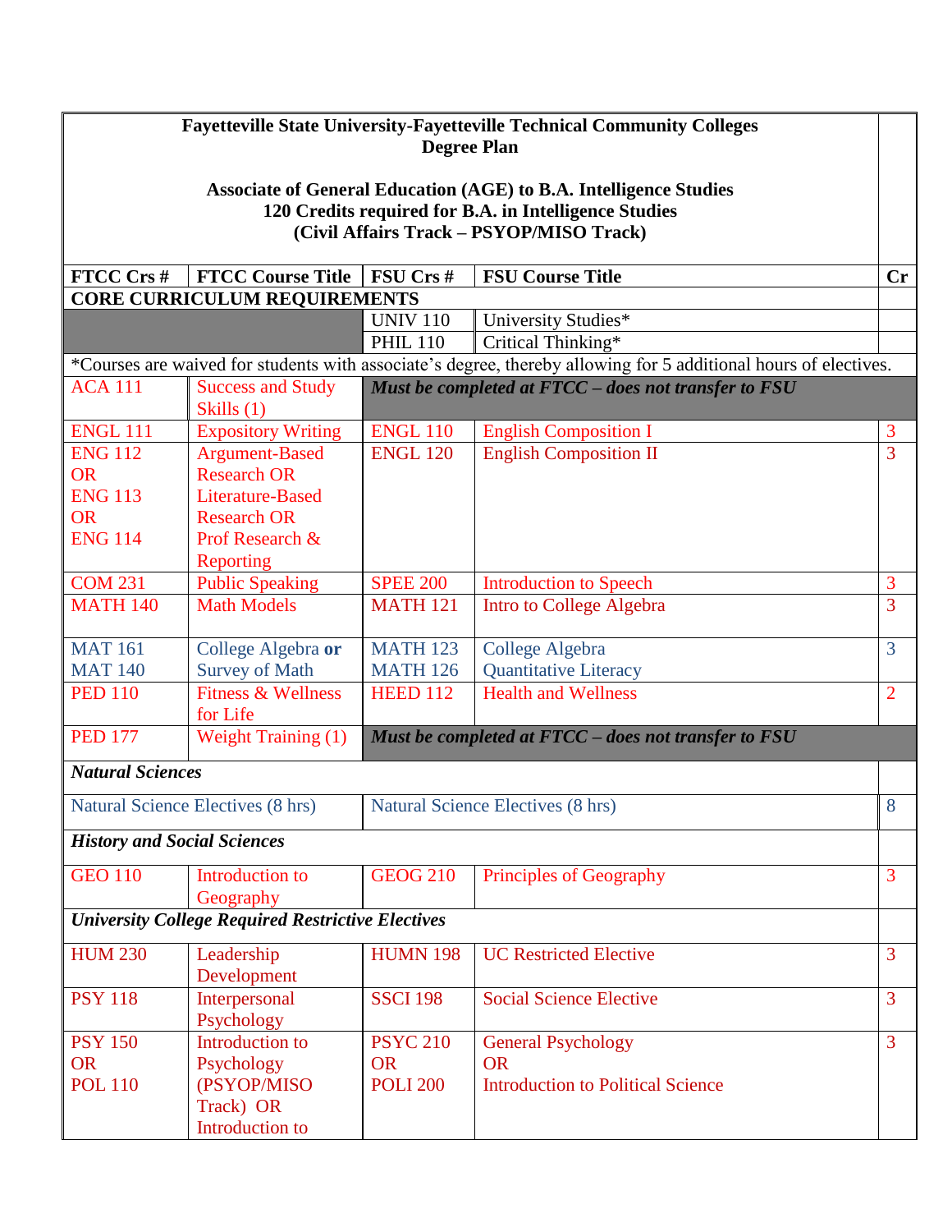**Fayetteville State University-Fayetteville Technical Community Colleges**
**Degree Plan**

**Associate of General Education (AGE) to B.A. Intelligence Studies**
**120 Credits required for B.A. in Intelligence Studies**
**(Civil Affairs Track – PSYOP/MISO Track)**

| FTCC Crs # | FTCC Course Title | FSU Crs # | FSU Course Title | Cr |
|---|---|---|---|---|
| **CORE CURRICULUM REQUIREMENTS** | | | | |
| | | UNIV 110 | University Studies* | |
| | | PHIL 110 | Critical Thinking* | |
| *Courses are waived for students with associate's degree, thereby allowing for 5 additional hours of electives. | | | | |
| ACA 111 | Success and Study Skills (1) | ***Must be completed at FTCC – does not transfer to FSU*** | | |
| ENGL 111 | Expository Writing | ENGL 110 | English Composition I | 3 |
| ENG 112 OR ENG 113 OR ENG 114 | Argument-Based Research OR Literature-Based Research OR Prof Research & Reporting | ENGL 120 | English Composition II | 3 |
| COM 231 | Public Speaking | SPEE 200 | Introduction to Speech | 3 |
| MATH 140 | Math Models | MATH 121 | Intro to College Algebra | 3 |
| MAT 161 MAT 140 | College Algebra **or** Survey of Math | MATH 123 MATH 126 | College Algebra Quantitative Literacy | 3 |
| PED 110 | Fitness & Wellness for Life | HEED 112 | Health and Wellness | 2 |
| PED 177 | Weight Training (1) | ***Must be completed at FTCC – does not transfer to FSU*** | | |
| ***Natural Sciences*** | | | | |
| Natural Science Electives (8 hrs) | | Natural Science Electives (8 hrs) | | 8 |
| ***History and Social Sciences*** | | | | |
| GEO 110 | Introduction to Geography | GEOG 210 | Principles of Geography | 3 |
| ***University College Required Restrictive Electives*** | | | | |
| HUM 230 | Leadership Development | HUMN 198 | UC Restricted Elective | 3 |
| PSY 118 | Interpersonal Psychology | SSCI 198 | Social Science Elective | 3 |
| PSY 150 OR POL 110 | Introduction to Psychology (PSYOP/MISO Track) OR Introduction to | PSYC 210 OR POLI 200 | General Psychology OR Introduction to Political Science | 3 |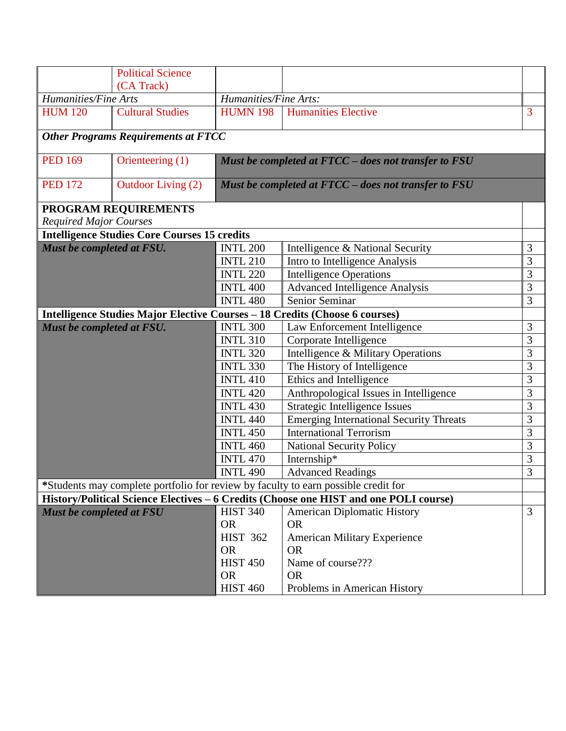|  |  |  |  |  |
|---|---|---|---|---|
|  | Political Science (CA Track) |  |  |  |
| *Humanities/Fine Arts* |  | *Humanities/Fine Arts:* |  |  |
| HUM 120 | Cultural Studies | HUMN 198 | Humanities Elective | 3 |
| ***Other Programs Requirements at FTCC*** |  |  |  |  |
| PED 169 | Orienteering (1) | ***Must be completed at FTCC – does not transfer to FSU*** |  |  |
| PED 172 | Outdoor Living (2) | ***Must be completed at FTCC – does not transfer to FSU*** |  |  |
| **PROGRAM REQUIREMENTS** *Required Major Courses* |  |  |  |  |
| **Intelligence Studies Core Courses 15 credits** |  |  |  |  |
| ***Must be completed at FSU.*** |  | INTL 200 | Intelligence & National Security | 3 |
|  |  | INTL 210 | Intro to Intelligence Analysis | 3 |
|  |  | INTL 220 | Intelligence Operations | 3 |
|  |  | INTL 400 | Advanced Intelligence Analysis | 3 |
|  |  | INTL 480 | Senior Seminar | 3 |
| **Intelligence Studies Major Elective Courses – 18 Credits (Choose 6 courses)** |  |  |  |  |
| ***Must be completed at FSU.*** |  | INTL 300 | Law Enforcement Intelligence | 3 |
|  |  | INTL 310 | Corporate Intelligence | 3 |
|  |  | INTL 320 | Intelligence & Military Operations | 3 |
|  |  | INTL 330 | The History of Intelligence | 3 |
|  |  | INTL 410 | Ethics and Intelligence | 3 |
|  |  | INTL 420 | Anthropological Issues in Intelligence | 3 |
|  |  | INTL 430 | Strategic Intelligence Issues | 3 |
|  |  | INTL 440 | Emerging International Security Threats | 3 |
|  |  | INTL 450 | International Terrorism | 3 |
|  |  | INTL 460 | National Security Policy | 3 |
|  |  | INTL 470 | Internship* | 3 |
|  |  | INTL 490 | Advanced Readings | 3 |
| ***Students may complete portfolio for review by faculty to earn possible credit for** |  |  |  |  |
| **History/Political Science Electives – 6 Credits (Choose one HIST and one POLI course)** |  |  |  |  |
| ***Must be completed at FSU*** |  | HIST 340 OR HIST 362 OR HIST 450 OR HIST 460 | American Diplomatic History OR American Military Experience OR Name of course??? OR Problems in American History | 3 |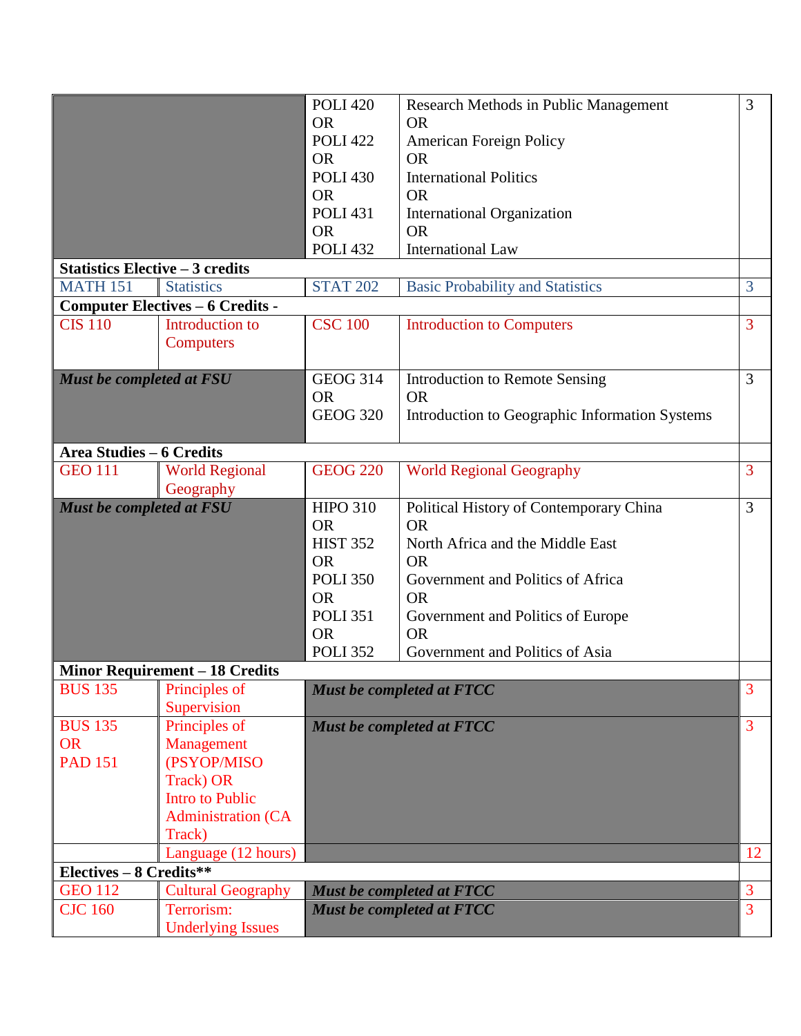| | | | | |
|---|---|---|---|---|
| | | POLI 420<br>OR<br>POLI 422<br>OR<br>POLI 430<br>OR<br>POLI 431<br>OR<br>POLI 432 | Research Methods in Public Management<br>OR<br>American Foreign Policy<br>OR<br>International Politics<br>OR<br>International Organization<br>OR<br>International Law | 3 |
| **Statistics Elective – 3 credits** | | | | |
| MATH 151 | Statistics | STAT 202 | Basic Probability and Statistics | 3 |
| **Computer Electives – 6 Credits -** | | | | |
| CIS 110 | Introduction to Computers | CSC 100 | Introduction to Computers | 3 |
| ***Must be completed at FSU*** | | GEOG 314<br>OR<br>GEOG 320 | Introduction to Remote Sensing<br>OR<br>Introduction to Geographic Information Systems | 3 |
| **Area Studies – 6 Credits** | | | | |
| GEO 111 | World Regional Geography | GEOG 220 | World Regional Geography | 3 |
| ***Must be completed at FSU*** | | HIPO 310<br>OR<br>HIST 352<br>OR<br>POLI 350<br>OR<br>POLI 351<br>OR<br>POLI 352 | Political History of Contemporary China<br>OR<br>North Africa and the Middle East<br>OR<br>Government and Politics of Africa<br>OR<br>Government and Politics of Europe<br>OR<br>Government and Politics of Asia | 3 |
| **Minor Requirement – 18 Credits** | | | | |
| BUS 135 | Principles of Supervision | ***Must be completed at FTCC*** | | 3 |
| BUS 135<br>OR<br>PAD 151 | Principles of Management (PSYOP/MISO Track) OR Intro to Public Administration (CA Track) | ***Must be completed at FTCC*** | | 3 |
| | Language (12 hours) | | | 12 |
| **Electives – 8 Credits**** | | | | |
| GEO 112 | Cultural Geography | ***Must be completed at FTCC*** | | 3 |
| CJC 160 | Terrorism: Underlying Issues | ***Must be completed at FTCC*** | | 3 |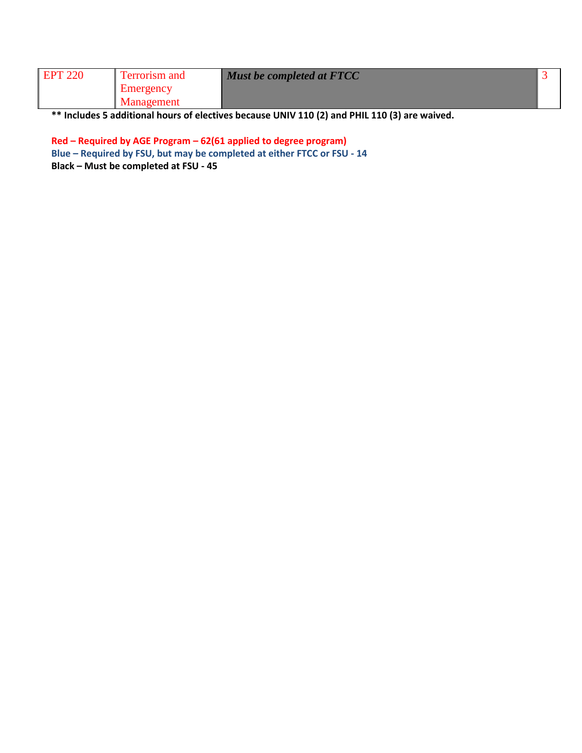| | | | |
|---|---|---|---|
| EPT 220 | Terrorism and Emergency Management | ***Must be completed at FTCC*** | 3 |

**\*\* Includes 5 additional hours of electives because UNIV 110 (2) and PHIL 110 (3) are waived.**

**Red – Required by AGE Program – 62(61 applied to degree program)**
**Blue – Required by FSU, but may be completed at either FTCC or FSU - 14**
**Black – Must be completed at FSU - 45**